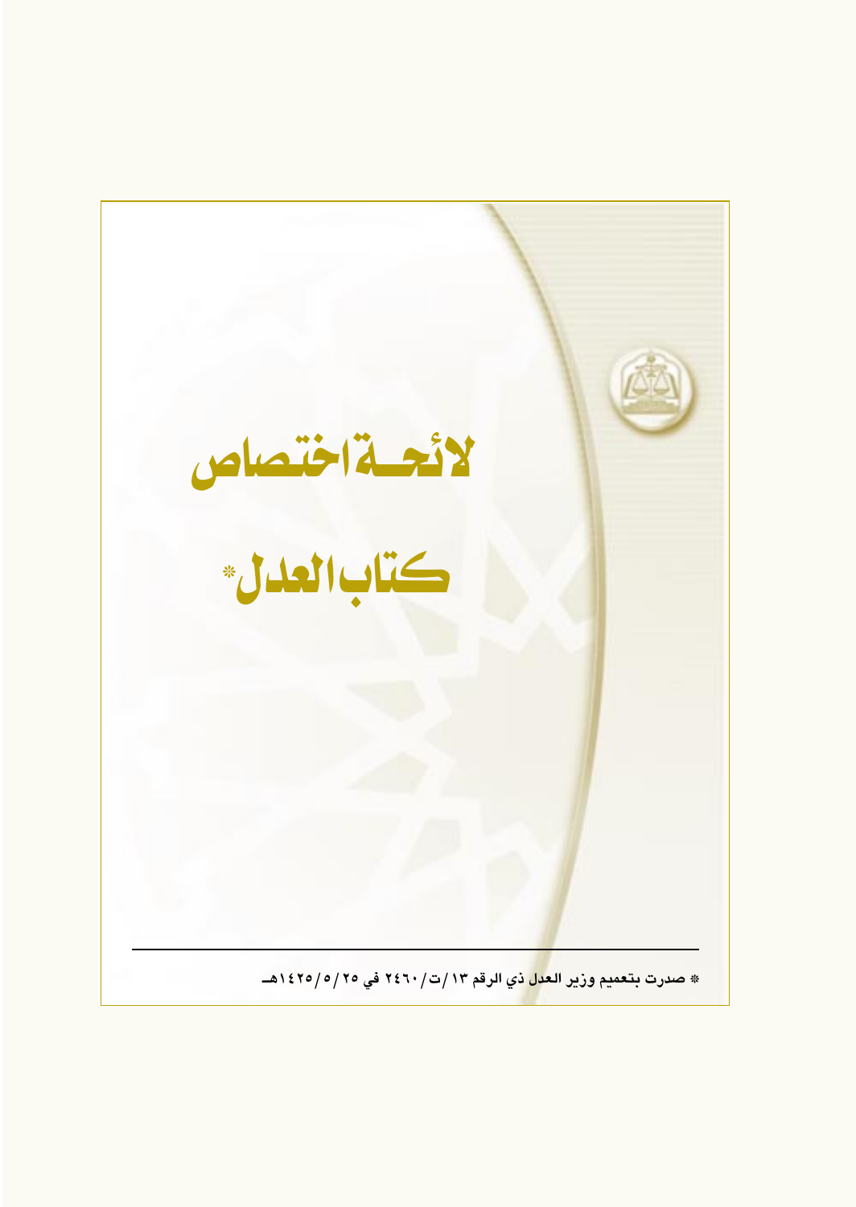# لائحة اختصاص كتاب العدل*

---

* صدرت بتعميم وزير العدل ذي الرقم ١٣/ت/٢٤٦٠ في ٢٥/٥/١٤٢٥هـ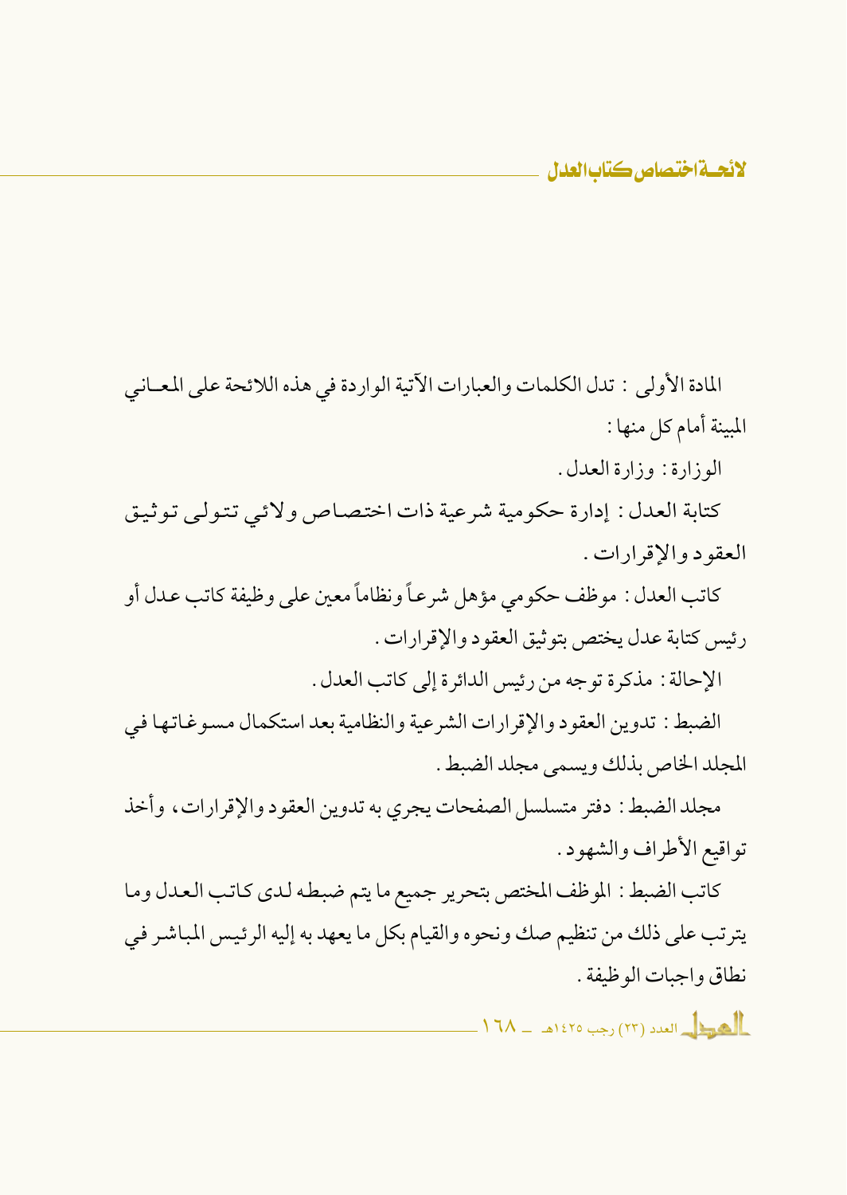المادة الأولى : تدل الكلمات والعبارات الآتية الواردة في هذه اللائحة على المعـاني المبينة أمام كل منها :

الوزارة : وزارة العدل .

كتابة العدل : إدارة حكومية شرعية ذات اختصـاص ولائي تتولى توثيق العقود والإقرارات .

كاتب العدل : موظف حكومي مؤهل شرعاً ونظاماً معين على وظيفة كاتب عدل أو رئيس كتابة عدل يختص بتوثيق العقود والإقرارات .

الإحالة : مذكرة توجه من رئيس الدائرة إلى كاتب العدل .

الضبط : تدوين العقود والإقرارات الشرعية والنظامية بعد استكمال مسوغاتها في المجلد الخاص بذلك ويسمى مجلد الضبط .

مجلد الضبط : دفتر متسلسل الصفحات يجري به تدوين العقود والإقرارات، وأخذ تواقيع الأطراف والشهود .

كاتب الضبط : الموظف المختص بتحرير جميع ما يتم ضبطه لدى كاتب العدل وما يترتب على ذلك من تنظيم صك ونحوه والقيام بكل ما يعهد به إليه الرئيس المباشر في نطاق واجبات الوظيفة .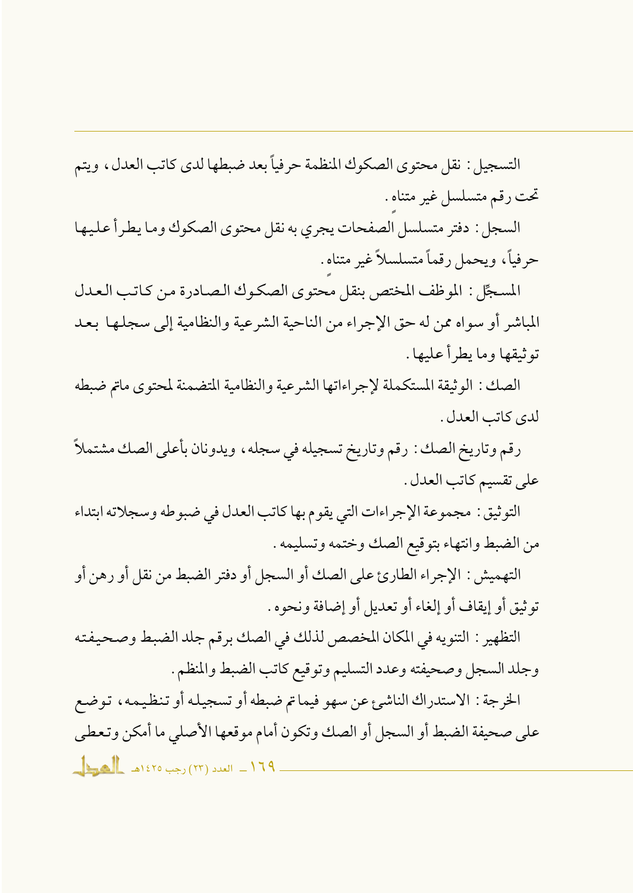التسجيل : نقل محتوى الصكوك المنظمة حرفياً بعد ضبطها لدى كاتب العدل ، ويتم تحت رقم متسلسل غير متناه .

السجل : دفتر متسلسل الصفحات يجري به نقل محتوى الصكوك وما يطرأ عليها حرفياً، ويحمل رقماً متسلسلاً غير متناه .

المسجِّل : الموظف المختص بنقل محتوى الصكوك الصادرة من كاتب العدل المباشر أو سواه ممن له حق الإجراء من الناحية الشرعية والنظامية إلى سجلها بعد توثيقها وما يطرأ عليها .

الصك : الوثيقة المستكملة لإجراءاتها الشرعية والنظامية المتضمنة لمحتوى ماتم ضبطه لدى كاتب العدل .

رقم وتاريخ الصك : رقم وتاريخ تسجيله في سجله ، ويدونان بأعلى الصك مشتملاً على تقسيم كاتب العدل .

التوثيق : مجموعة الإجراءات التي يقوم بها كاتب العدل في ضبوطه وسجلاته ابتداء من الضبط وانتهاء بتوقيع الصك وختمه وتسليمه .

التهميش : الإجراء الطارئ على الصك أو السجل أو دفتر الضبط من نقل أو رهن أو توثيق أو إيقاف أو إلغاء أو تعديل أو إضافة ونحوه .

التظهير : التنويه في المكان المخصص لذلك في الصك برقم جلد الضبط وصحيفته وجلد السجل وصحيفته وعدد التسليم وتوقيع كاتب الضبط والمنظم .

الخرجة : الاستدراك الناشئ عن سهو فيما تم ضبطه أو تسجيله أو تنظيمه ، توضع على صحيفة الضبط أو السجل أو الصك وتكون أمام موقعها الأصلي ما أمكن وتعطى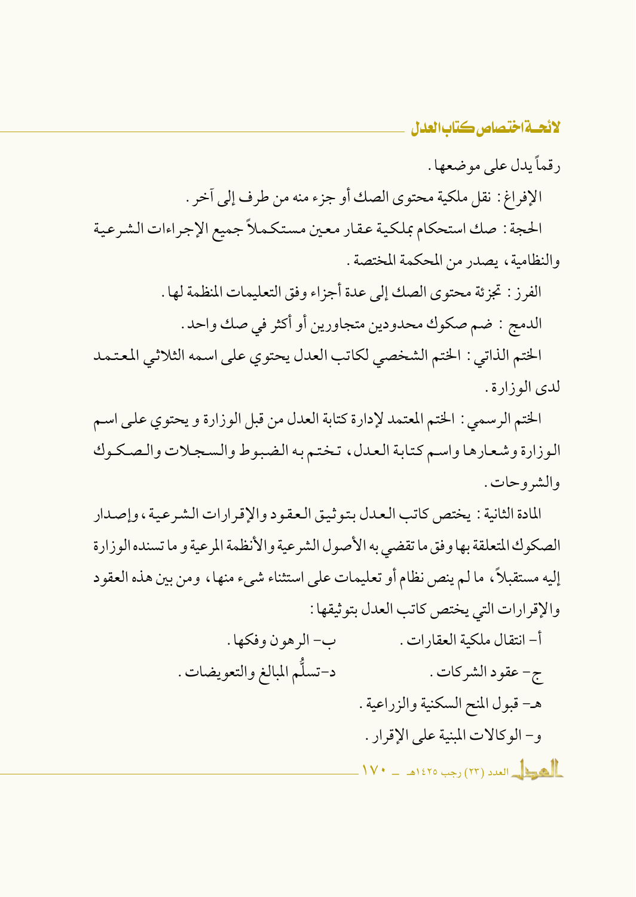رقماً يدل على موضعها .

الإفراغ : نقل ملكية محتوى الصك أو جزء منه من طرف إلى آخر .

الحجة : صك استحكام بملكية عقار معين مستكملاً جميع الإجراءات الشرعية والنظامية ، يصدر من المحكمة المختصة .

الفرز : تجزئة محتوى الصك إلى عدة أجزاء وفق التعليمات المنظمة لها .

الدمج : ضم صكوك محدودين متجاورين أو أكثر في صك واحد .

الختم الذاتي : الختم الشخصي لكاتب العدل يحتوي على اسمه الثلاثي المعتمد لدى الوزارة .

الختم الرسمي : الختم المعتمد لإدارة كتابة العدل من قبل الوزارة و يحتوي على اسم الوزارة وشعارها واسم كتابة العدل ، تختم به الضبوط والسجلات والصكوك والشروحات .

المادة الثانية : يختص كاتب العدل بتوثيق العقود والإقرارات الشرعية ، وإصدار الصكوك المتعلقة بها وفق ما تقضي به الأصول الشرعية والأنظمة المرعية و ما تسنده الوزارة إليه مستقبلاً ، ما لم ينص نظام أو تعليمات على استثناء شيء منها ، ومن بين هذه العقود والإقرارات التي يختص كاتب العدل بتوثيقها :

أ- انتقال ملكية العقارات .

ب- الرهون وفكها .

ج- عقود الشركات .

د-تسلُّم المبالغ والتعويضات .

هـ- قبول المنح السكنية والزراعية .

و- الوكالات المبنية على الإقرار .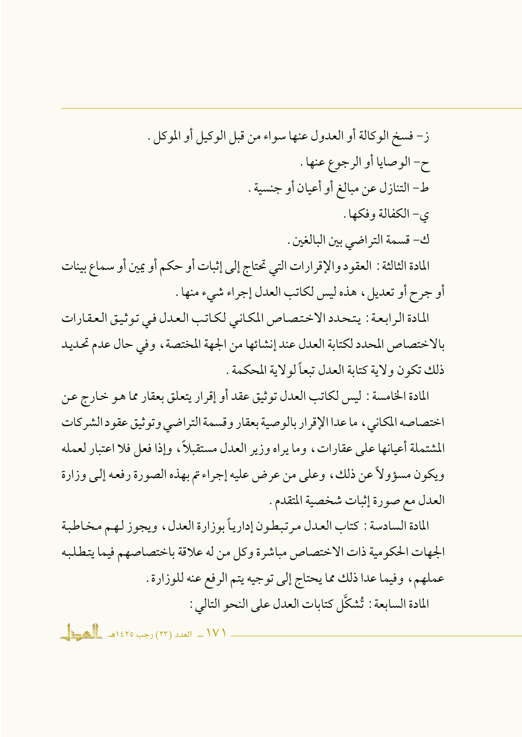ز- فسخ الوكالة أو العدول عنها سواء من قبل الوكيل أو الموكل .

ح- الوصايا أو الرجوع عنها .

ط- التنازل عن مبالغ أو أعيان أو جنسية .

ي- الكفالة وفكها .

ك- قسمة التراضي بين البالغين .

المادة الثالثة : العقود والإقرارات التي تحتاج إلى إثبات أو حكم أو يمين أو سماع بينات أو جرح أو تعديل ، هذه ليس لكاتب العدل إجراء شيء منها .

المادة الرابعة : يتحدد الاختصاص المكاني لكاتب العدل في توثيق العقارات بالاختصاص المحدد لكتابة العدل عند إنشائها من الجهة المختصة ، وفي حال عدم تحديد ذلك تكون ولاية كتابة العدل تبعاً لولاية المحكمة .

المادة الخامسة : ليس لكاتب العدل توثيق عقد أو إقرار يتعلق بعقار مما هو خارج عن اختصاصه المكاني ، ما عدا الإقرار بالوصية بعقار وقسمة التراضي وتوثيق عقود الشركات المشتملة أعيانها على عقارات ، وما يراه وزير العدل مستقبلاً ، وإذا فعل فلا اعتبار لعمله ويكون مسؤولاً عن ذلك ، وعلى من عرض عليه إجراء تم بهذه الصورة رفعه إلى وزارة العدل مع صورة إثبات شخصية المتقدم .

المادة السادسة : كتاب العدل مرتبطون إدارياً بوزارة العدل ، ويجوز لهم مخاطبة الجهات الحكومية ذات الاختصاص مباشرة وكل من له علاقة باختصاصهم فيما يتطلبه عملهم ، وفيما عدا ذلك مما يحتاج إلى توجيه يتم الرفع عنه للوزارة .

المادة السابعة : تُشكَّل كتابات العدل على النحو التالي :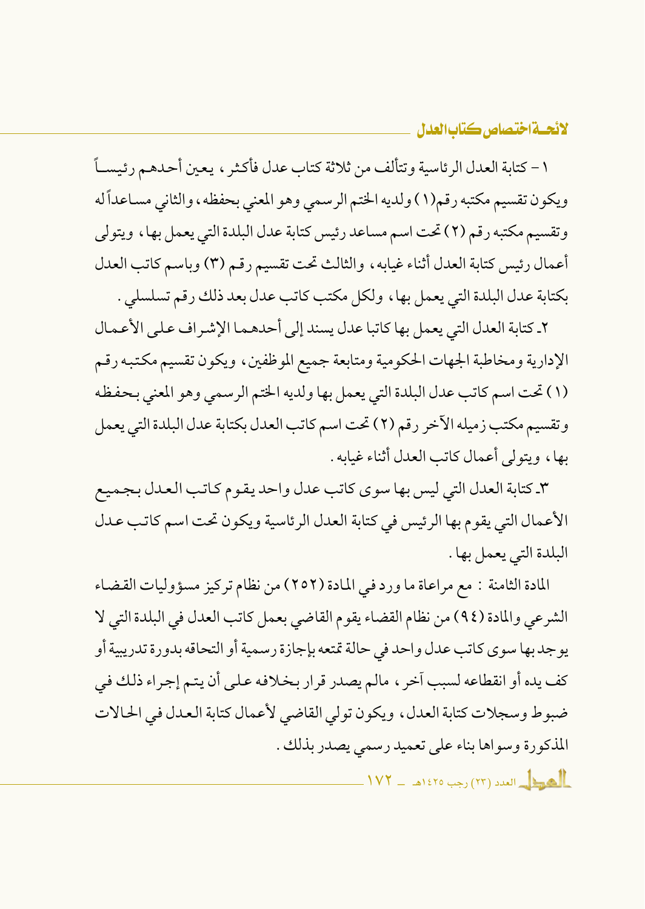١ – كتابة العدل الرئاسية وتتألف من ثلاثة كتاب عدل فأكثر ، يعين أحدهم رئيساً ويكون تقسيم مكتبه رقم(١) ولديه الختم الرسمي وهو المعني بحفظه، والثاني مساعداً له وتقسيم مكتبه رقم (٢) تحت اسم مساعد رئيس كتابة عدل البلدة التي يعمل بها، ويتولى أعمال رئيس كتابة العدل أثناء غيابه، والثالث تحت تقسيم رقم (٣) وباسم كاتب العدل بكتابة عدل البلدة التي يعمل بها، ولكل مكتب كاتب عدل بعد ذلك رقم تسلسلي .

٢ـ كتابة العدل التي يعمل بها كاتبا عدل يسند إلى أحدهما الإشراف على الأعمال الإدارية ومخاطبة الجهات الحكومية ومتابعة جميع الموظفين، ويكون تقسيم مكتبه رقم (١) تحت اسم كاتب عدل البلدة التي يعمل بها ولديه الختم الرسمي وهو المعني بحفظه وتقسيم مكتب زميله الآخر رقم (٢) تحت اسم كاتب العدل بكتابة عدل البلدة التي يعمل بها، ويتولى أعمال كاتب العدل أثناء غيابه .

٣ـ كتابة العدل التي ليس بها سوى كاتب عدل واحد يقوم كاتب العدل بجميع الأعمال التي يقوم بها الرئيس في كتابة العدل الرئاسية ويكون تحت اسم كاتب عدل البلدة التي يعمل بها .

المادة الثامنة : مع مراعاة ما ورد في المادة (٢٥٢) من نظام تركيز مسؤوليات القضاء الشرعي والمادة (٩٤) من نظام القضاء يقوم القاضي بعمل كاتب العدل في البلدة التي لا يوجد بها سوى كاتب عدل واحد في حالة تمتعه بإجازة رسمية أو التحاقه بدورة تدريبية أو كف يده أو انقطاعه لسبب آخر، مالم يصدر قرار بخلافه على أن يتم إجراء ذلك في ضبوط وسجلات كتابة العدل، ويكون تولي القاضي لأعمال كتابة العدل في الحالات المذكورة وسواها بناء على تعميد رسمي يصدر بذلك .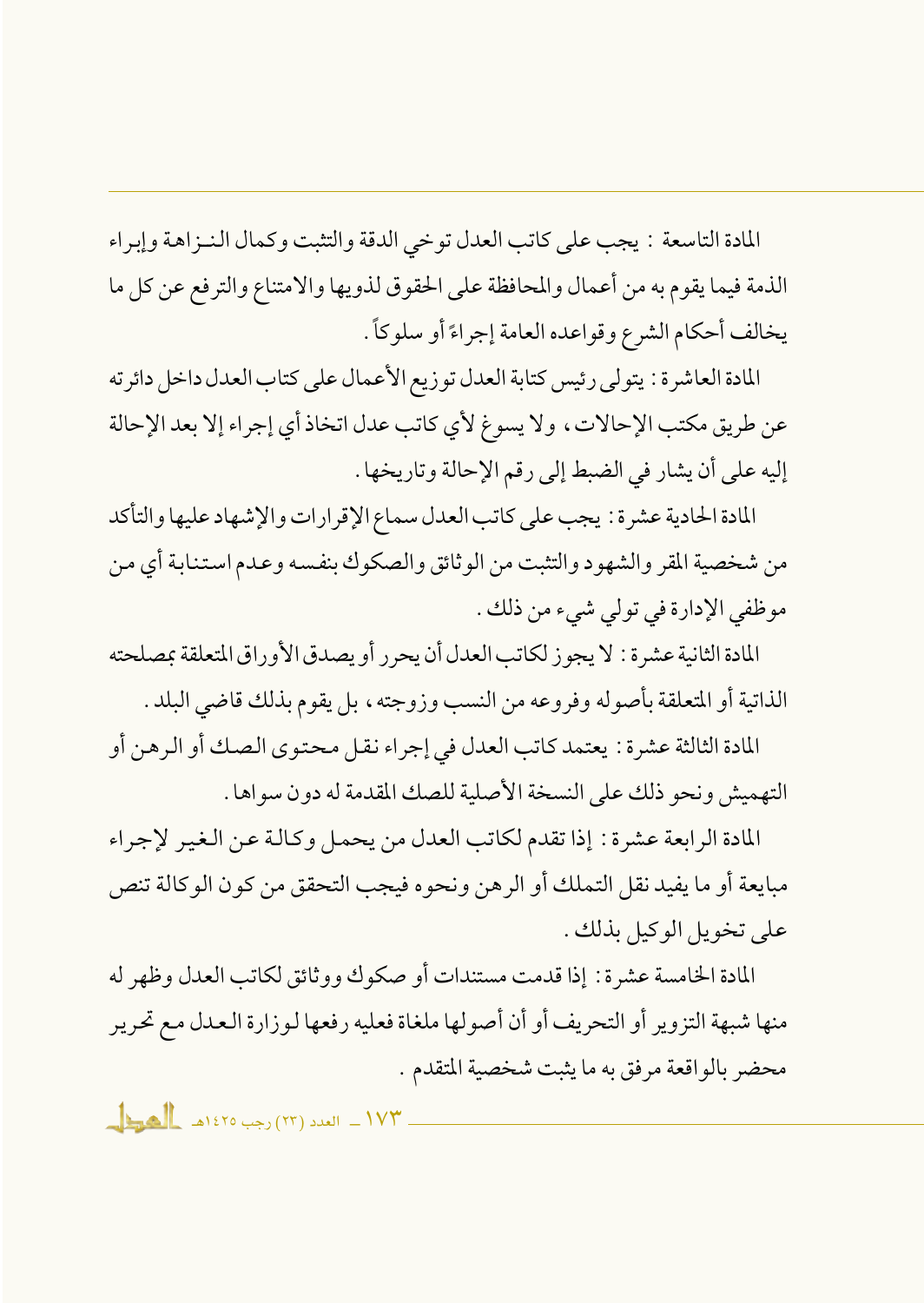المادة التاسعة : يجب على كاتب العدل توخي الدقة والتثبت وكمال النـزاهة وإبراء الذمة فيما يقوم به من أعمال والمحافظة على الحقوق لذويها والامتناع والترفع عن كل ما يخالف أحكام الشرع وقواعده العامة إجراءً أو سلوكاً .

المادة العاشرة : يتولى رئيس كتابة العدل توزيع الأعمال على كتاب العدل داخل دائرته عن طريق مكتب الإحالات ، ولا يسوغ لأي كاتب عدل اتخاذ أي إجراء إلا بعد الإحالة إليه على أن يشار في الضبط إلى رقم الإحالة وتاريخها .

المادة الحادية عشرة : يجب على كاتب العدل سماع الإقرارات والإشهاد عليها والتأكد من شخصية المقر والشهود والتثبت من الوثائق والصكوك بنفسه وعدم استنابة أي من موظفي الإدارة في تولي شيء من ذلك .

المادة الثانية عشرة : لا يجوز لكاتب العدل أن يحرر أو يصدق الأوراق المتعلقة بمصلحته الذاتية أو المتعلقة بأصوله وفروعه من النسب وزوجته ، بل يقوم بذلك قاضي البلد .

المادة الثالثة عشرة : يعتمد كاتب العدل في إجراء نقل محتوى الصك أو الرهن أو التهميش ونحو ذلك على النسخة الأصلية للصك المقدمة له دون سواها .

المادة الرابعة عشرة : إذا تقدم لكاتب العدل من يحمل وكالة عن الغير لإجراء مبايعة أو ما يفيد نقل التملك أو الرهن ونحوه فيجب التحقق من كون الوكالة تنص على تخويل الوكيل بذلك .

المادة الخامسة عشرة : إذا قدمت مستندات أو صكوك ووثائق لكاتب العدل وظهر له منها شبهة التزوير أو التحريف أو أن أصولها ملغاة فعليه رفعها لوزارة العدل مع تحرير محضر بالواقعة مرفق به ما يثبت شخصية المتقدم .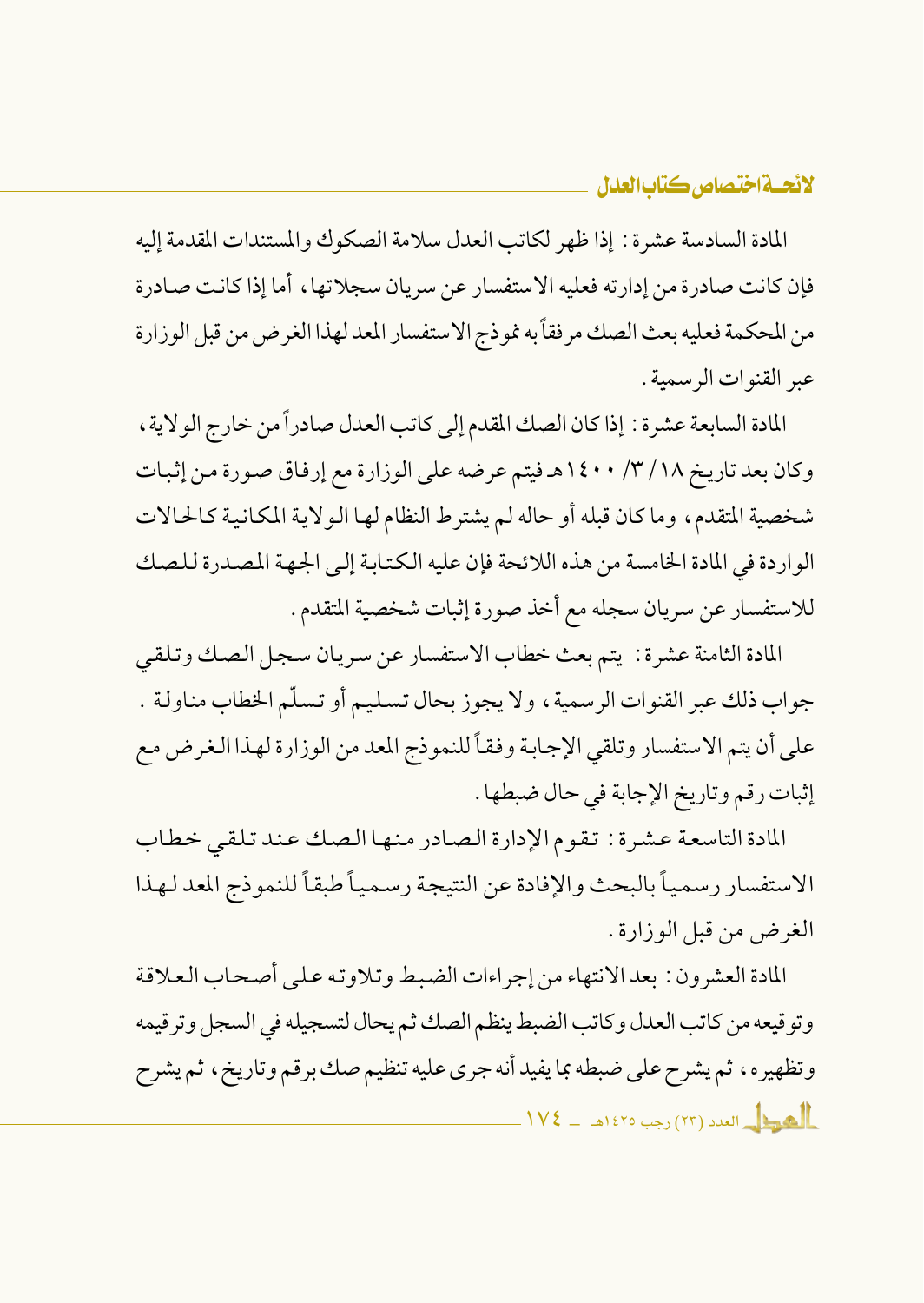المادة السادسة عشرة: إذا ظهر لكاتب العدل سلامة الصكوك والمستندات المقدمة إليه فإن كانت صادرة من إدارته فعليه الاستفسار عن سريان سجلاتها، أما إذا كانت صادرة من المحكمة فعليه بعث الصك مرفقاً به نموذج الاستفسار المعد لهذا الغرض من قبل الوزارة عبر القنوات الرسمية.

المادة السابعة عشرة: إذا كان الصك المقدم إلى كاتب العدل صادراً من خارج الولاية، وكان بعد تاريخ ١٨/ ٣/ ١٤٠٠هـ فيتم عرضه على الوزارة مع إرفاق صورة من إثبات شخصية المتقدم، وما كان قبله أو حاله لم يشترط النظام لها الولاية المكانية كالحالات الواردة في المادة الخامسة من هذه اللائحة فإن عليه الكتابة إلى الجهة المصدرة للصك للاستفسار عن سريان سجله مع أخذ صورة إثبات شخصية المتقدم.

المادة الثامنة عشرة: يتم بعث خطاب الاستفسار عن سريان سجل الصك وتلقي جواب ذلك عبر القنوات الرسمية، ولا يجوز بحال تسليم أو تسلّم الخطاب مناولة. على أن يتم الاستفسار وتلقي الإجابة وفقاً للنموذج المعد من الوزارة لهذا الغرض مع إثبات رقم وتاريخ الإجابة في حال ضبطها.

المادة التاسعة عشرة: تقوم الإدارة الصادر منها الصك عند تلقي خطاب الاستفسار رسمياً بالبحث والإفادة عن النتيجة رسمياً طبقاً للنموذج المعد لهذا الغرض من قبل الوزارة.

المادة العشرون: بعد الانتهاء من إجراءات الضبط وتلاوته على أصحاب العلاقة وتوقيعه من كاتب العدل وكاتب الضبط ينظم الصك ثم يحال لتسجيله في السجل وترقيمه وتظهيره، ثم يشرح على ضبطه بما يفيد أنه جرى عليه تنظيم صك برقم وتاريخ، ثم يشرح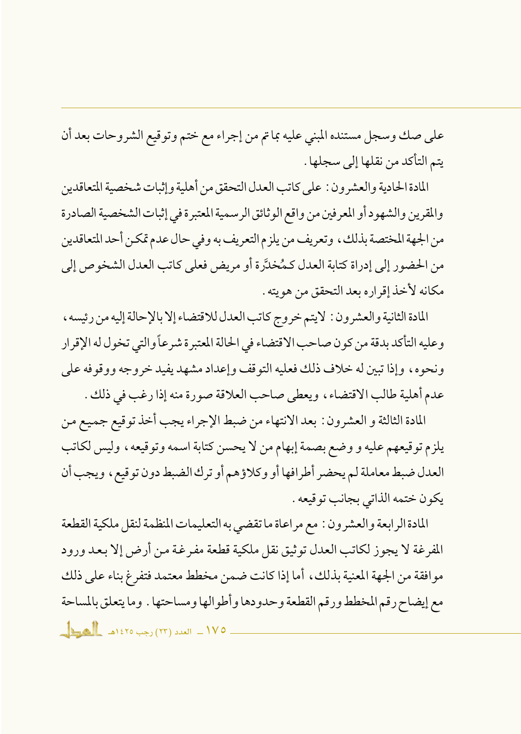على صك وسجل مستنده المبني عليه بما تم من إجراء مع ختم وتوقيع الشروحات بعد أن يتم التأكد من نقلها إلى سجلها.

المادة الحادية والعشرون: على كاتب العدل التحقق من أهلية وإثبات شخصية المتعاقدين والمقرين والشهود أو المعرفين من واقع الوثائق الرسمية المعتبرة في إثبات الشخصية الصادرة من الجهة المختصة بذلك، وتعريف من يلزم التعريف به وفي حال عدم تمكن أحد المتعاقدين من الحضور إلى إدراة كتابة العدل كمُخدَّرة أو مريض فعلى كاتب العدل الشخوص إلى مكانه لأخذ إقراره بعد التحقق من هويته.

المادة الثانية والعشرون: لايتم خروج كاتب العدل للاقتضاء إلا بالإحالة إليه من رئيسه، وعليه التأكد بدقة من كون صاحب الاقتضاء في الحالة المعتبرة شرعاً والتي تخول له الإقرار ونحوه، وإذا تبين له خلاف ذلك فعليه التوقف وإعداد مشهد يفيد خروجه ووقوفه على عدم أهلية طالب الاقتضاء، ويعطى صاحب العلاقة صورة منه إذا رغب في ذلك.

المادة الثالثة و العشرون: بعد الانتهاء من ضبط الإجراء يجب أخذ توقيع جميع من يلزم توقيعهم عليه و وضع بصمة إبهام من لا يحسن كتابة اسمه وتوقيعه، وليس لكاتب العدل ضبط معاملة لم يحضر أطرافها أو وكلاؤهم أو ترك الضبط دون توقيع، ويجب أن يكون ختمه الذاتي بجانب توقيعه.

المادة الرابعة والعشرون: مع مراعاة ما تقضي به التعليمات المنظمة لنقل ملكية القطعة المفرغة لا يجوز لكاتب العدل توثيق نقل ملكية قطعة مفرغة من أرض إلا بعد ورود موافقة من الجهة المعنية بذلك، أما إذا كانت ضمن مخطط معتمد فتفرغ بناء على ذلك مع إيضاح رقم المخطط ورقم القطعة وحدودها وأطوالها ومساحتها. وما يتعلق بالمساحة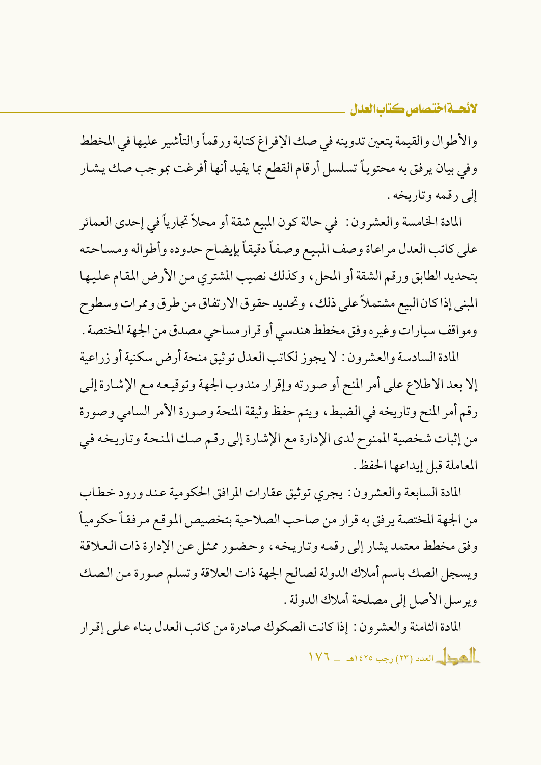والأطوال والقيمة يتعين تدوينه في صك الإفراغ كتابة ورقماً والتأشير عليها في المخطط وفي بيان يرفق به محتوياً تسلسل أرقام القطع بما يفيد أنها أفرغت بموجب صك يشار إلى رقمه وتاريخه.

المادة الخامسة والعشرون: في حالة كون المبيع شقة أو محلاً تجارياً في إحدى العمائر على كاتب العدل مراعاة وصف المبيع وصفاً دقيقاً بإيضاح حدوده وأطواله ومساحته بتحديد الطابق ورقم الشقة أو المحل، وكذلك نصيب المشتري من الأرض المقام عليها المبنى إذا كان البيع مشتملاً على ذلك، وتحديد حقوق الارتفاق من طرق وممرات وسطوح ومواقف سيارات وغيره وفق مخطط هندسي أو قرار مساحي مصدق من الجهة المختصة.

المادة السادسة والعشرون: لا يجوز لكاتب العدل توثيق منحة أرض سكنية أو زراعية إلا بعد الاطلاع على أمر المنح أو صورته وإقرار مندوب الجهة وتوقيعه مع الإشارة إلى رقم أمر المنح وتاريخه في الضبط، ويتم حفظ وثيقة المنحة وصورة الأمر السامي وصورة من إثبات شخصية الممنوح لدى الإدارة مع الإشارة إلى رقم صك المنحة وتاريخه في المعاملة قبل إيداعها الحفظ.

المادة السابعة والعشرون: يجري توثيق عقارات المرافق الحكومية عند ورود خطاب من الجهة المختصة يرفق به قرار من صاحب الصلاحية بتخصيص الموقع مرفقاً حكومياً وفق مخطط معتمد يشار إلى رقمه وتاريخه، وحضور ممثل عن الإدارة ذات العلاقة ويسجل الصك باسم أملاك الدولة لصالح الجهة ذات العلاقة وتسلم صورة من الصك ويرسل الأصل إلى مصلحة أملاك الدولة.

المادة الثامنة والعشرون: إذا كانت الصكوك صادرة من كاتب العدل بناء على إقرار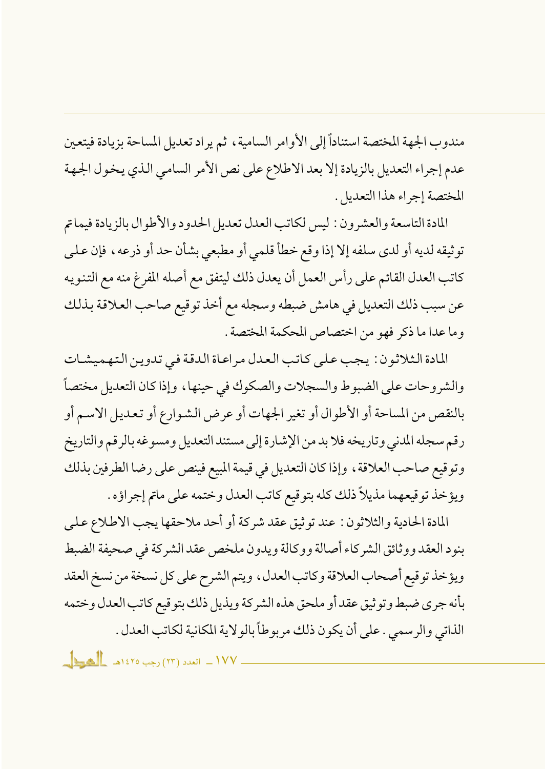مندوب الجهة المختصة استناداً إلى الأوامر السامية، ثم يراد تعديل المساحة بزيادة فيتعين عدم إجراء التعديل بالزيادة إلا بعد الاطلاع على نص الأمر السامي الذي يخول الجهة المختصة إجراء هذا التعديل.

المادة التاسعة والعشرون: ليس لكاتب العدل تعديل الحدود والأطوال بالزيادة فيما تم توثيقه لديه أو لدى سلفه إلا إذا وقع خطأ قلمي أو مطبعي بشأن حد أو ذرعه، فإن على كاتب العدل القائم على رأس العمل أن يعدل ذلك ليتفق مع أصله المفرغ منه مع التنويه عن سبب ذلك التعديل في هامش ضبطه وسجله مع أخذ توقيع صاحب العلاقة بذلك وما عدا ما ذكر فهو من اختصاص المحكمة المختصة.

المادة الثلاثون: يجب على كاتب العدل مراعاة الدقة في تدوين التهميشات والشروحات على الضبوط والسجلات والصكوك في حينها، وإذا كان التعديل مختصاً بالنقص من المساحة أو الأطوال أو تغير الجهات أو عرض الشوارع أو تعديل الاسم أو رقم سجله المدني وتاريخه فلا بد من الإشارة إلى مستند التعديل ومسوغه بالرقم والتاريخ وتوقيع صاحب العلاقة، وإذا كان التعديل في قيمة المبيع فينص على رضا الطرفين بذلك ويؤخذ توقيعهما مذيلاً ذلك كله بتوقيع كاتب العدل وختمه على ماتم إجراؤه.

المادة الحادية والثلاثون: عند توثيق عقد شركة أو أحد ملاحقها يجب الاطلاع على بنود العقد ووثائق الشركاء أصالة ووكالة ويدون ملخص عقد الشركة في صحيفة الضبط ويؤخذ توقيع أصحاب العلاقة وكاتب العدل، ويتم الشرح على كل نسخة من نسخ العقد بأنه جرى ضبط وتوثيق عقد أو ملحق هذه الشركة ويذيل ذلك بتوقيع كاتب العدل وختمه الذاتي والرسمي. على أن يكون ذلك مربوطاً بالولاية المكانية لكاتب العدل.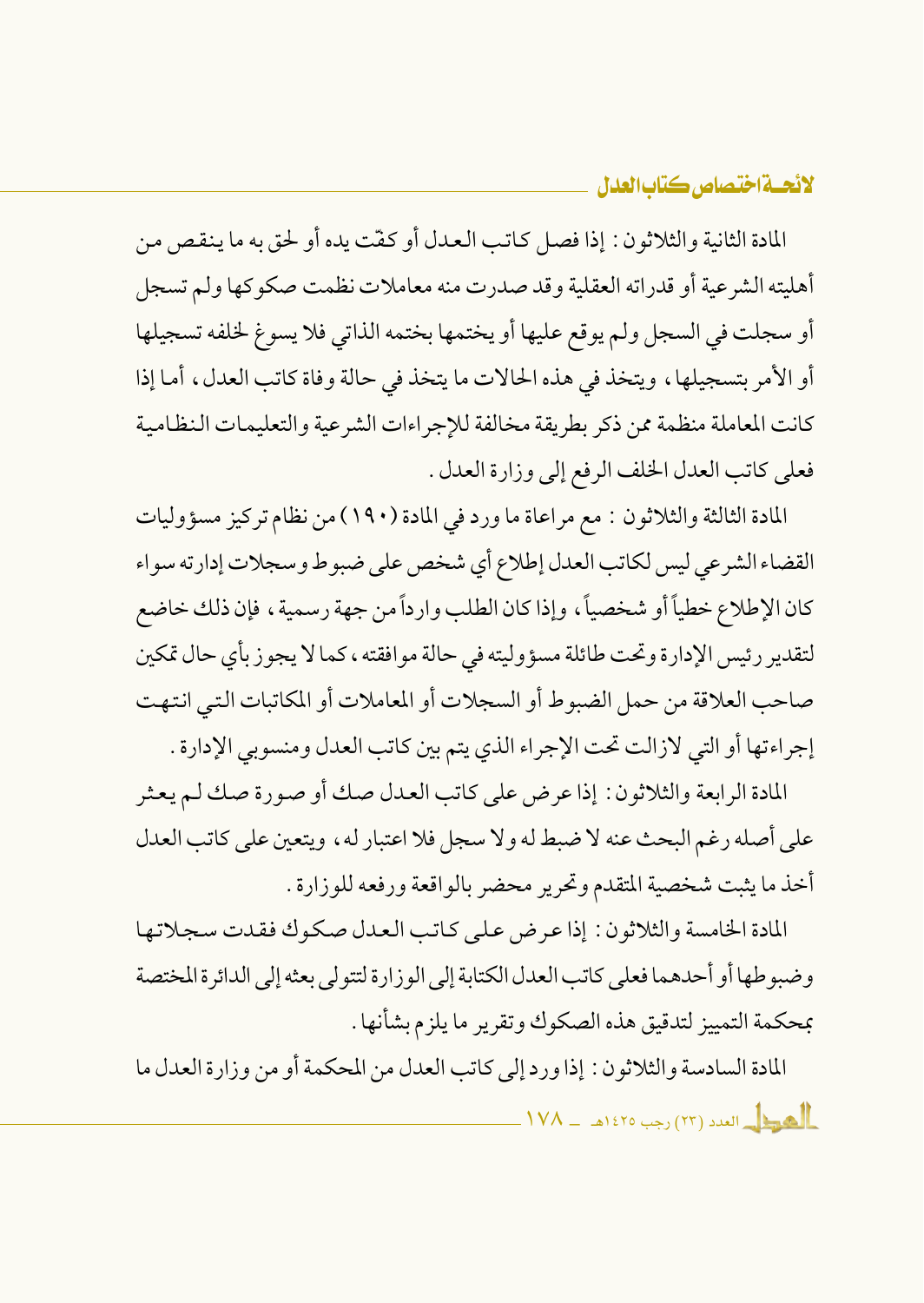المادة الثانية والثلاثون : إذا فصل كاتب العدل أو كفّت يده أو لحق به ما ينقص من أهليته الشرعية أو قدراته العقلية وقد صدرت منه معاملات نظمت صكوكها ولم تسجل أو سجلت في السجل ولم يوقع عليها أو يختمها بختمه الذاتي فلا يسوغ لخلفه تسجيلها أو الأمر بتسجيلها ، ويتخذ في هذه الحالات ما يتخذ في حالة وفاة كاتب العدل ، أما إذا كانت المعاملة منظمة ممن ذكر بطريقة مخالفة للإجراءات الشرعية والتعليمات النظامية فعلى كاتب العدل الخلف الرفع إلى وزارة العدل .

المادة الثالثة والثلاثون : مع مراعاة ما ورد في المادة (١٩٠) من نظام تركيز مسؤوليات القضاء الشرعي ليس لكاتب العدل إطلاع أي شخص على ضبوط وسجلات إدارته سواء كان الإطلاع خطياً أو شخصياً ، وإذا كان الطلب وارداً من جهة رسمية ، فإن ذلك خاضع لتقدير رئيس الإدارة وتحت طائلة مسؤوليته في حالة موافقته ، كما لا يجوز بأي حال تمكين صاحب العلاقة من حمل الضبوط أو السجلات أو المعاملات أو المكاتبات التي انتهت إجراءتها أو التي لازالت تحت الإجراء الذي يتم بين كاتب العدل ومنسوبي الإدارة .

المادة الرابعة والثلاثون : إذا عرض على كاتب العدل صك أو صورة صك لم يعثر على أصله رغم البحث عنه لا ضبط له ولا سجل فلا اعتبار له ، ويتعين على كاتب العدل أخذ ما يثبت شخصية المتقدم وتحرير محضر بالواقعة ورفعه للوزارة .

المادة الخامسة والثلاثون : إذا عرض على كاتب العدل صكوك فقدت سجلاتها وضبوطها أو أحدهما فعلى كاتب العدل الكتابة إلى الوزارة لتتولى بعثه إلى الدائرة المختصة بمحكمة التمييز لتدقيق هذه الصكوك وتقرير ما يلزم بشأنها .

المادة السادسة والثلاثون : إذا ورد إلى كاتب العدل من المحكمة أو من وزارة العدل ما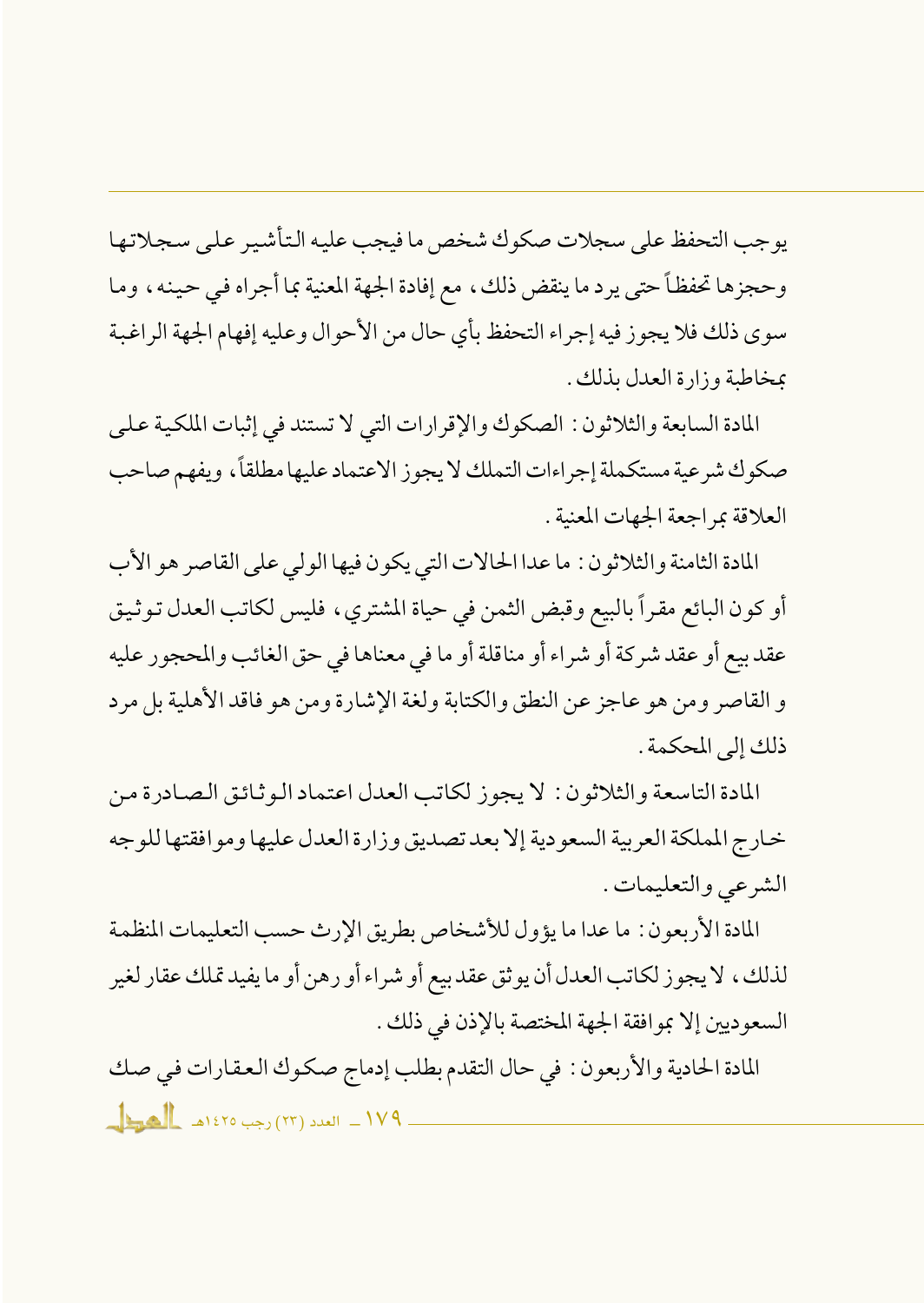يوجب التحفظ على سجلات صكوك شخص ما فيجب عليه التأشير على سجلاتها وحجزها تحفظاً حتى يرد ما ينقض ذلك، مع إفادة الجهة المعنية بما أجراه في حينه، وما سوى ذلك فلا يجوز فيه إجراء التحفظ بأي حال من الأحوال وعليه إفهام الجهة الراغبة بمخاطبة وزارة العدل بذلك.

المادة السابعة والثلاثون: الصكوك والإقرارات التي لا تستند في إثبات الملكية على صكوك شرعية مستكملة إجراءات التملك لا يجوز الاعتماد عليها مطلقاً، ويفهم صاحب العلاقة بمراجعة الجهات المعنية.

المادة الثامنة والثلاثون: ما عدا الحالات التي يكون فيها الولي على القاصر هو الأب أو كون البائع مقراً بالبيع وقبض الثمن في حياة المشتري، فليس لكاتب العدل توثيق عقد بيع أو عقد شركة أو شراء أو مناقلة أو ما في معناها في حق الغائب والمحجور عليه و القاصر ومن هو عاجز عن النطق والكتابة ولغة الإشارة ومن هو فاقد الأهلية بل مرد ذلك إلى المحكمة.

المادة التاسعة والثلاثون: لا يجوز لكاتب العدل اعتماد الوثائق الصادرة من خارج المملكة العربية السعودية إلا بعد تصديق وزارة العدل عليها وموافقتها للوجه الشرعي والتعليمات.

المادة الأربعون: ما عدا ما يؤول للأشخاص بطريق الإرث حسب التعليمات المنظمة لذلك، لا يجوز لكاتب العدل أن يوثق عقد بيع أو شراء أو رهن أو ما يفيد تملك عقار لغير السعوديين إلا بموافقة الجهة المختصة بالإذن في ذلك.

المادة الحادية والأربعون: في حال التقدم بطلب إدماج صكوك العقارات في صك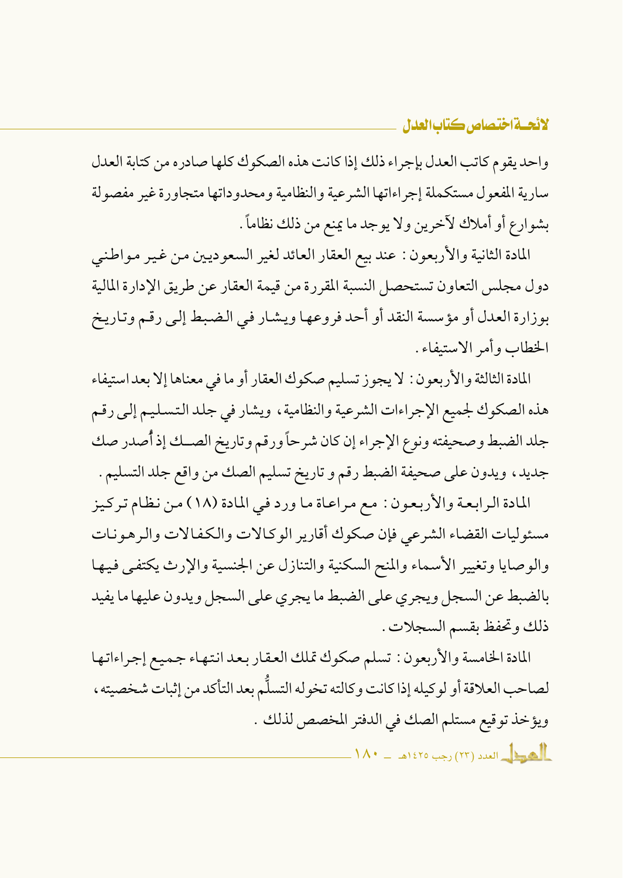واحد يقوم كاتب العدل بإجراء ذلك إذا كانت هذه الصكوك كلها صادره من كتابة العدل سارية المفعول مستكملة إجراءاتها الشرعية والنظامية ومحدوداتها متجاورة غير مفصولة بشوارع أو أملاك لآخرين ولا يوجد ما يمنع من ذلك نظاماً .

المادة الثانية والأربعون : عند بيع العقار العائد لغير السعوديين من غير مواطني دول مجلس التعاون تستحصل النسبة المقررة من قيمة العقار عن طريق الإدارة المالية بوزارة العدل أو مؤسسة النقد أو أحد فروعها ويشار في الضبط إلى رقم وتاريخ الخطاب وأمر الاستيفاء .

المادة الثالثة والأربعون : لا يجوز تسليم صكوك العقار أو ما في معناها إلا بعد استيفاء هذه الصكوك لجميع الإجراءات الشرعية والنظامية ، ويشار في جلد التسليم إلى رقم جلد الضبط وصحيفته ونوع الإجراء إن كان شرحاً ورقم وتاريخ الصك إذ أُصدر صك جديد ، ويدون على صحيفة الضبط رقم و تاريخ تسليم الصك من واقع جلد التسليم .

المادة الرابعة والأربعون : مع مراعاة ما ورد في المادة (١٨) من نظام تركيز مسئوليات القضاء الشرعي فإن صكوك أقارير الوكالات والكفالات والرهونات والوصايا وتغيير الأسماء والمنح السكنية والتنازل عن الجنسية والإرث يكتفى فيها بالضبط عن السجل ويجري على الضبط ما يجري على السجل ويدون عليها ما يفيد ذلك وتحفظ بقسم السجلات .

المادة الخامسة والأربعون : تسلم صكوك تملك العقار بعد انتهاء جميع إجراءاتها لصاحب العلاقة أو لوكيله إذا كانت وكالته تخوله التسلُّم بعد التأكد من إثبات شخصيته ، ويؤخذ توقيع مستلم الصك في الدفتر المخصص لذلك .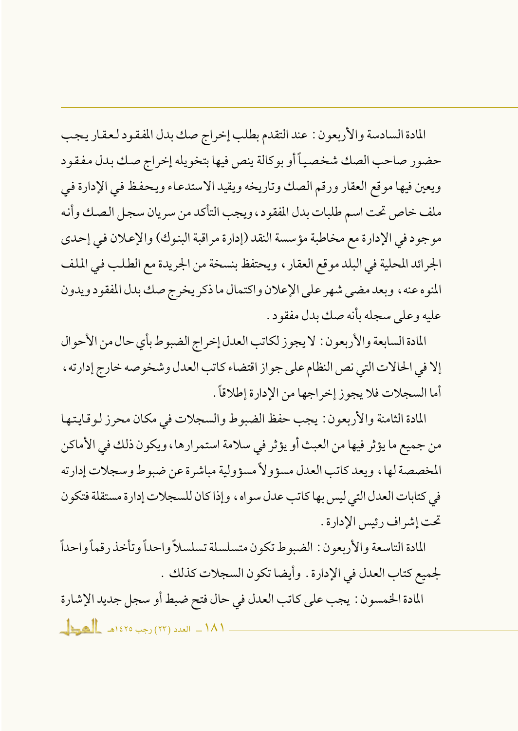المادة السادسة والأربعون : عند التقدم بطلب إخراج صك بدل المفقود لعقار يجب حضور صاحب الصك شخصياً أو بوكالة ينص فيها بتخويله إخراج صك بدل مفقود ويعين فيها موقع العقار ورقم الصك وتاريخه ويقيد الاستدعاء ويحفظ في الإدارة في ملف خاص تحت اسم طلبات بدل المفقود، ويجب التأكد من سريان سجل الصك وأنه موجود في الإدارة مع مخاطبة مؤسسة النقد (إدارة مراقبة البنوك) والإعلان في إحدى الجرائد المحلية في البلد موقع العقار، ويحتفظ بنسخة من الجريدة مع الطلب في الملف المنوه عنه، وبعد مضي شهر على الإعلان واكتمال ما ذكر يخرج صك بدل المفقود ويدون عليه وعلى سجله بأنه صك بدل مفقود.

المادة السابعة والأربعون : لا يجوز لكاتب العدل إخراج الضبوط بأي حال من الأحوال إلا في الحالات التي نص النظام على جواز اقتضاء كاتب العدل وشخوصه خارج إدارته، أما السجلات فلا يجوز إخراجها من الإدارة إطلاقاً.

المادة الثامنة والأربعون : يجب حفظ الضبوط والسجلات في مكان محرز لوقايتها من جميع ما يؤثر فيها من العبث أو يؤثر في سلامة استمرارها، ويكون ذلك في الأماكن المخصصة لها، ويعد كاتب العدل مسؤولاً مسؤولية مباشرة عن ضبوط وسجلات إدارته في كتابات العدل التي ليس بها كاتب عدل سواه، وإذا كان للسجلات إدارة مستقلة فتكون تحت إشراف رئيس الإدارة.

المادة التاسعة والأربعون : الضبوط تكون متسلسلة تسلسلاً واحداً وتأخذ رقماً واحداً لجميع كتاب العدل في الإدارة. وأيضا تكون السجلات كذلك .

المادة الخمسون : يجب على كاتب العدل في حال فتح ضبط أو سجل جديد الإشارة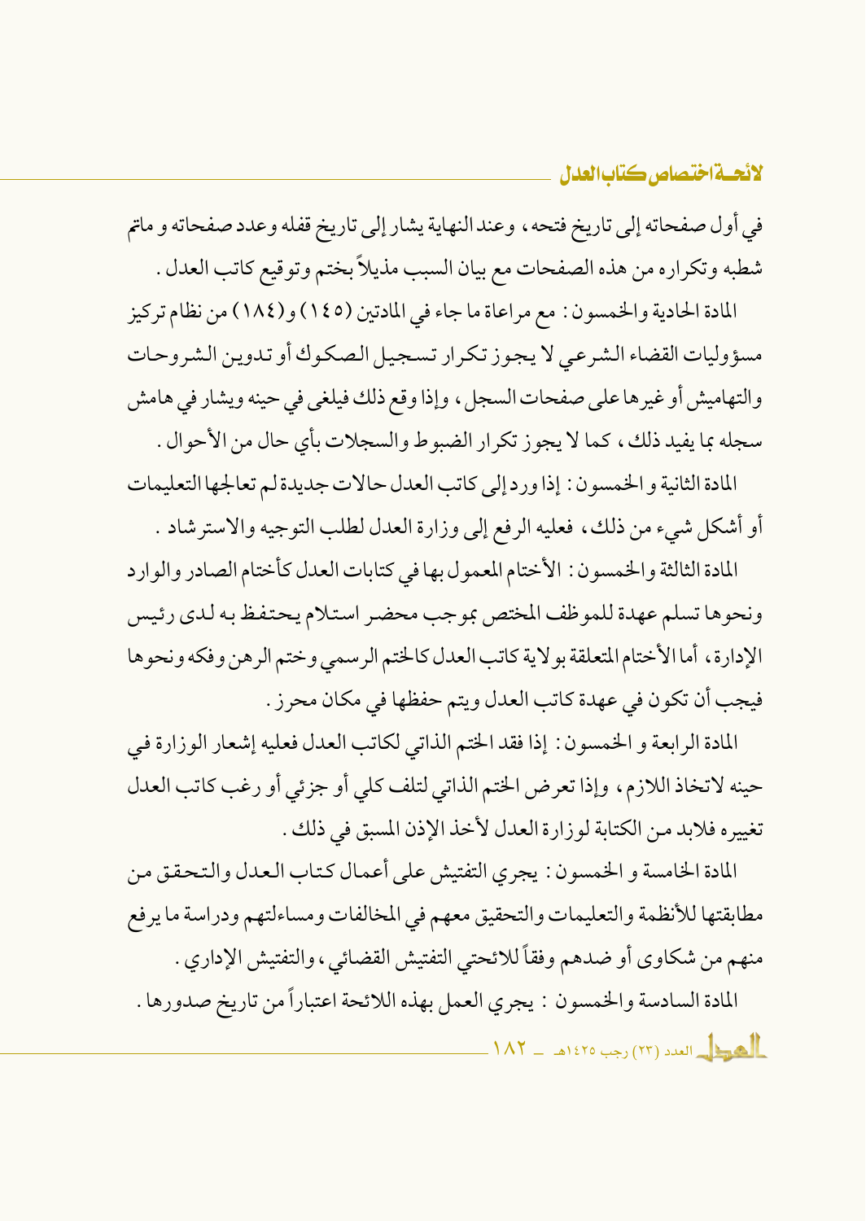في أول صفحاته إلى تاريخ فتحه، وعند النهاية يشار إلى تاريخ قفله وعدد صفحاته و ماتم شطبه وتكراره من هذه الصفحات مع بيان السبب مذيلاً بختم وتوقيع كاتب العدل .

المادة الحادية والخمسون : مع مراعاة ما جاء في المادتين (١٤٥) و(١٨٤) من نظام تركيز مسؤوليات القضاء الشرعي لا يجوز تكرار تسجيل الصكوك أو تدوين الشروحات والتهاميش أو غيرها على صفحات السجل، وإذا وقع ذلك فيلغى في حينه ويشار في هامش سجله بما يفيد ذلك، كما لا يجوز تكرار الضبوط والسجلات بأي حال من الأحوال .

المادة الثانية و الخمسون : إذا ورد إلى كاتب العدل حالات جديدة لم تعالجها التعليمات أو أشكل شيء من ذلك، فعليه الرفع إلى وزارة العدل لطلب التوجيه والاسترشاد .

المادة الثالثة والخمسون : الأختام المعمول بها في كتابات العدل كأختام الصادر والوارد ونحوها تسلم عهدة للموظف المختص بموجب محضر استلام يحتفظ به لدى رئيس الإدارة، أما الأختام المتعلقة بولاية كاتب العدل كالختم الرسمي وختم الرهن وفكه ونحوها فيجب أن تكون في عهدة كاتب العدل ويتم حفظها في مكان محرز .

المادة الرابعة و الخمسون : إذا فقد الختم الذاتي لكاتب العدل فعليه إشعار الوزارة في حينه لاتخاذ اللازم، وإذا تعرض الختم الذاتي لتلف كلي أو جزئي أو رغب كاتب العدل تغييره فلابد من الكتابة لوزارة العدل لأخذ الإذن المسبق في ذلك .

المادة الخامسة و الخمسون : يجري التفتيش على أعمال كتاب العدل والتحقق من مطابقتها للأنظمة والتعليمات والتحقيق معهم في المخالفات ومساءلتهم ودراسة ما يرفع منهم من شكاوى أو ضدهم وفقاً للائحتي التفتيش القضائي، والتفتيش الإداري .

المادة السادسة والخمسون : يجري العمل بهذه اللائحة اعتباراً من تاريخ صدورها .